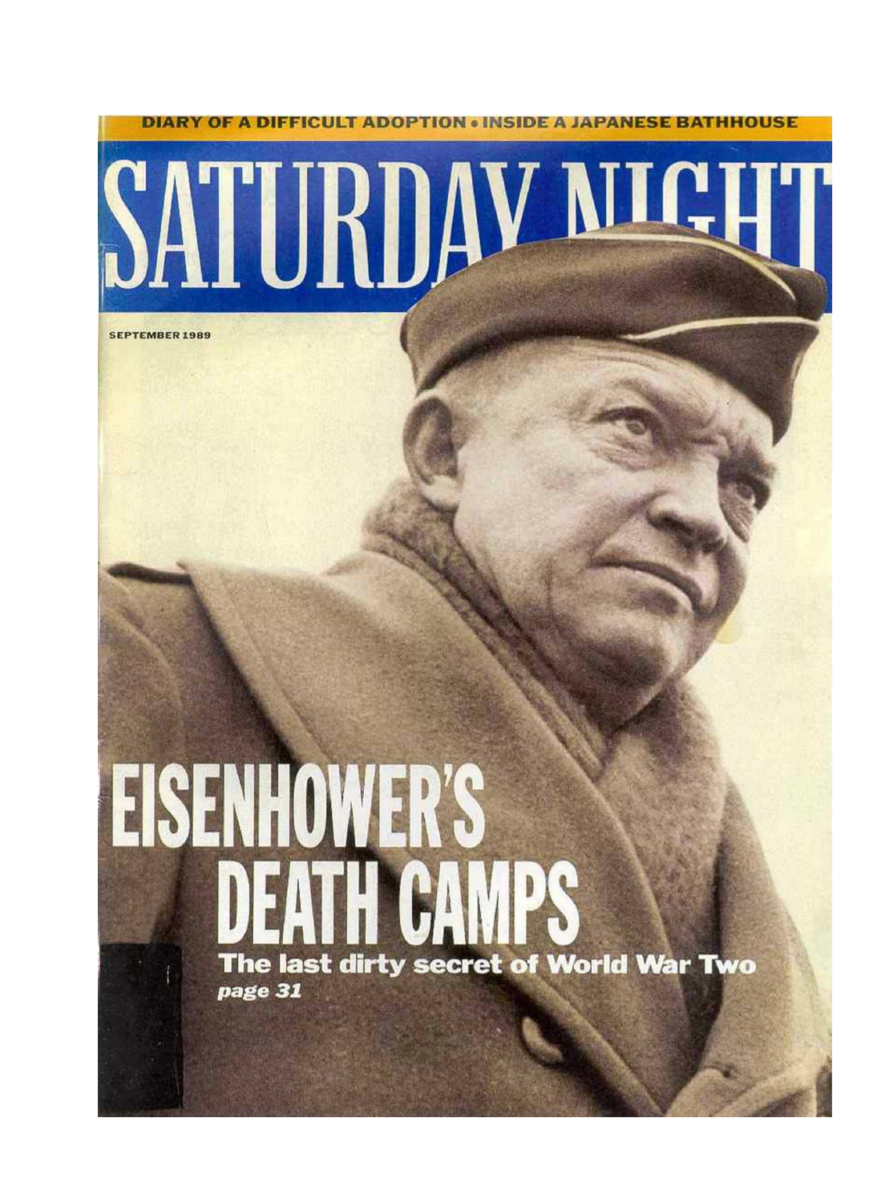DIARY OF A DIFFICULT ADOPTION • INSIDE A JAPANESE BATHHOUSE

# SATURDAY NIGHT

SEPTEMBER 1989

# EISENHOWER'S DEATH CAMPS

**The last dirty secret of World War Two**

***page 31***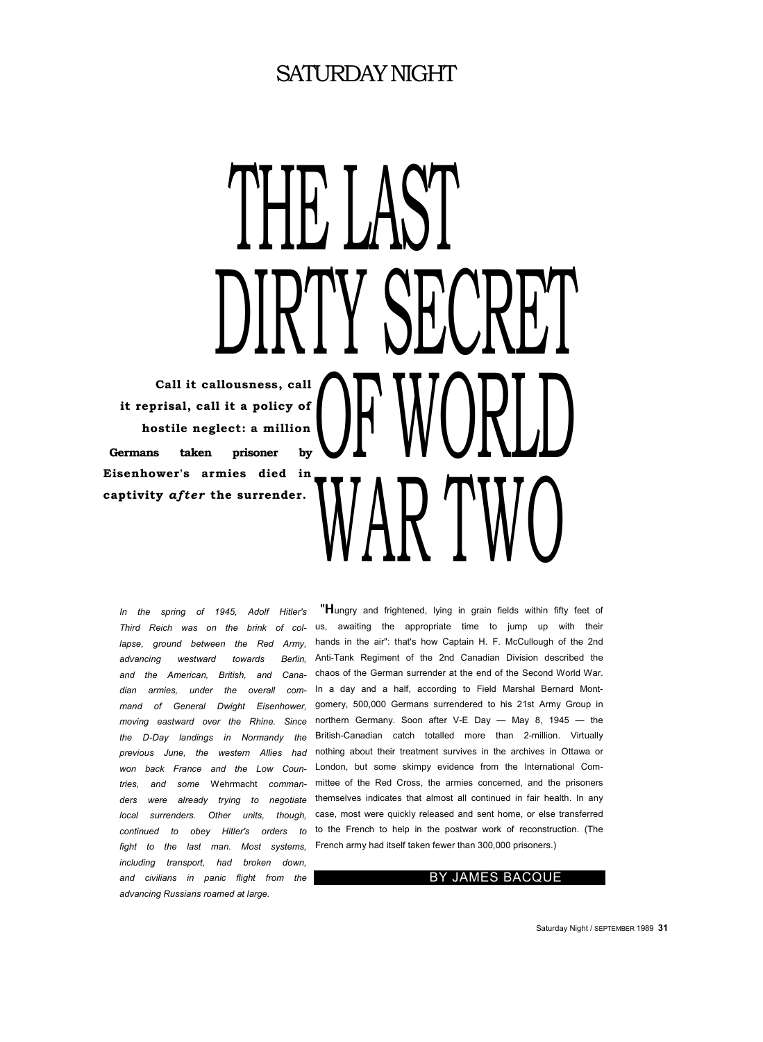# THE LAST DIRTY SECRET OF WORLD WAR TWO

**Call it callousness, call it reprisal, call it a policy of hostile neglect: a million Germans taken prisoner by Eisenhower's armies died in captivity *after* the surrender.**

*In the spring of 1945, Adolf Hitler's Third Reich was on the brink of collapse, ground between the Red Army, advancing westward towards Berlin, and the American, British, and Canadian armies, under the overall command of General Dwight Eisenhower, moving eastward over the Rhine. Since the D-Day landings in Normandy the previous June, the western Allies had won back France and the Low Countries, and some* Wehrmacht *commanders were already trying to negotiate local surrenders. Other units, though, continued to obey Hitler's orders to fight to the last man. Most systems, including transport, had broken down, and civilians in panic flight from the advancing Russians roamed at large.*

"**H**ungry and frightened, lying in grain fields within fifty feet of us, awaiting the appropriate time to jump up with their hands in the air": that's how Captain H. F. McCullough of the 2nd Anti-Tank Regiment of the 2nd Canadian Division described the chaos of the German surrender at the end of the Second World War. In a day and a half, according to Field Marshal Bernard Montgomery, 500,000 Germans surrendered to his 21st Army Group in northern Germany. Soon after V-E Day — May 8, 1945 — the British-Canadian catch totalled more than 2-million. Virtually nothing about their treatment survives in the archives in Ottawa or London, but some skimpy evidence from the International Committee of the Red Cross, the armies concerned, and the prisoners themselves indicates that almost all continued in fair health. In any case, most were quickly released and sent home, or else transferred to the French to help in the postwar work of reconstruction. (The French army had itself taken fewer than 300,000 prisoners.)

BY JAMES BACQUE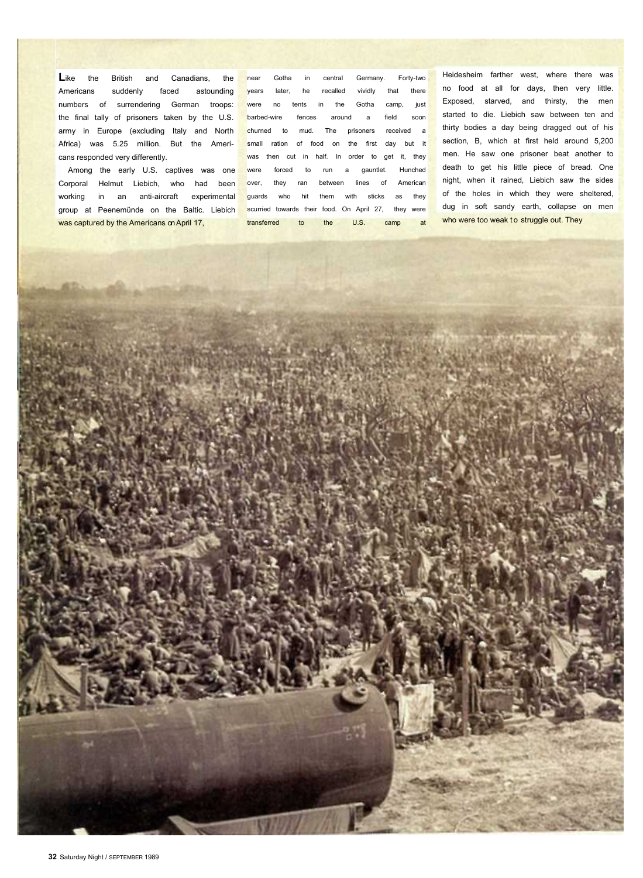Like the British and Canadians, the Americans suddenly faced astounding numbers of surrendering German troops: the final tally of prisoners taken by the U.S. army in Europe (excluding Italy and North Africa) was 5.25 million. But the Americans responded very differently.

Among the early U.S. captives was one Corporal Helmut Liebich, who had been working in an anti-aircraft experimental group at Peenemünde on the Baltic. Liebich was captured by the Americans on April 17, near Gotha in central Germany. Forty-two years later, he recalled vividly that there were no tents in the Gotha camp, just barbed-wire fences around a field soon churned to mud. The prisoners received a small ration of food on the first day but it was then cut in half. In order to get it, they were forced to run a gauntlet. Hunched over, they ran between lines of American guards who hit them with sticks as they scurried towards their food. On April 27, they were transferred to the U.S. camp at Heidesheim farther west, where there was no food at all for days, then very little. Exposed, starved, and thirsty, the men started to die. Liebich saw between ten and thirty bodies a day being dragged out of his section, B, which at first held around 5,200 men. He saw one prisoner beat another to death to get his little piece of bread. One night, when it rained, Liebich saw the sides of the holes in which they were sheltered, dug in soft sandy earth, collapse on men who were too weak to struggle out. They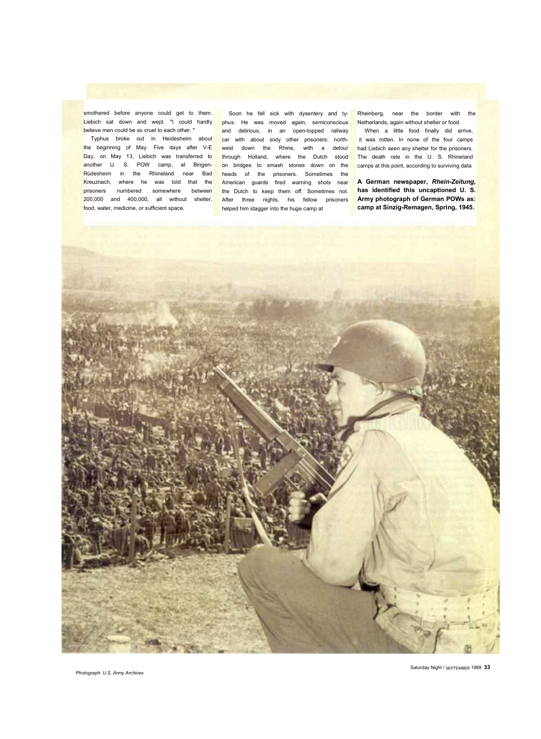smothered before anyone could get to them. Liebich sat down and wept. "I could hardly believe men could be so cruel to each other."

Typhus broke out in Heidesheim about the beginning of May. Five days after V-E Day, on May 13, Liebich was transferred to another U. S. POW camp, at Bingen-Rüdesheim in the Rhineland near Bad Kreuznach, where he was told that the prisoners numbered somewhere between 200,000 and 400,000, all without shelter, food, water, medicine, or sufficient space.

Soon he fell sick with dysentery and typhus. He was moved again, semiconscious and delirious, in an open-topped railway car with about sixty other prisoners: northwest down the Rhine, with a detour through Holland, where the Dutch stood on bridges to smash stones down on the heads of the prisoners. Sometimes the American guards fired warning shots near the Dutch to keep them off. Sometimes not. After three nights, his fellow prisoners helped him stagger into the huge camp at Rheinberg, near the border with the Netherlands, again without shelter or food.

When a little food finally did arrive, it was rotten. In none of the four camps had Liebich seen any shelter for the prisoners. The death rate in the U. S. Rhineland camps at this point, according to surviving data

**A German newspaper, *Rhein-Zeitung*, has identified this uncaptioned U. S. Army photograph of German POWs as: camp at Sinzig-Remagen, Spring, 1945.**

*Photograph: U.S. Army Archives*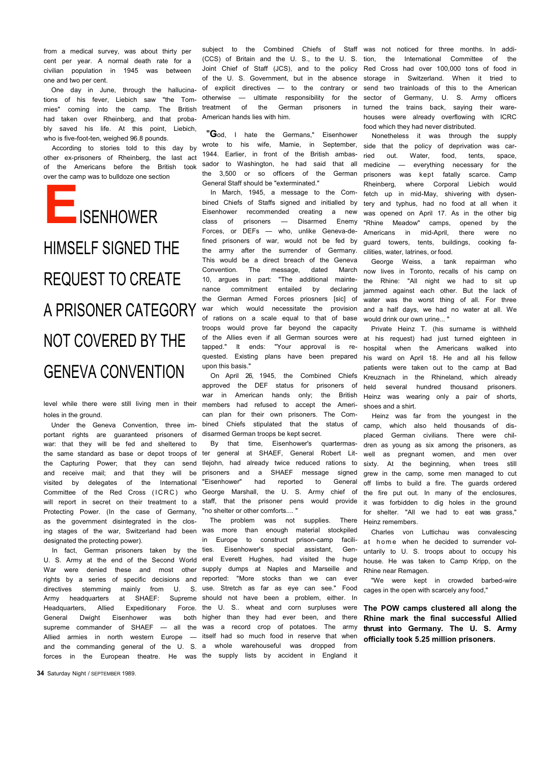from a medical survey, was about thirty per cent per year. A normal death rate for a civilian population in 1945 was between one and two per cent.

One day in June, through the hallucinations of his fever, Liebich saw "the Tommies" coming into the camp. The British had taken over Rheinberg, and that probably saved his life. At this point, Liebich, who is five-foot-ten, weighed 96.8 pounds.

According to stories told to this day by other ex-prisoners of Rheinberg, the last act of the Americans before the British took over the camp was to bulldoze one section level while there were still living men in their holes in the ground.

## EISENHOWER HIMSELF SIGNED THE REQUEST TO CREATE A PRISONER CATEGORY NOT COVERED BY THE GENEVA CONVENTION

Under the Geneva Convention, three important rights are guaranteed prisoners of war: that they will be fed and sheltered to the same standard as base or depot troops of the Capturing Power; that they can send and receive mail; and that they will be visited by delegates of the International Committee of the Red Cross (ICRC) who will report in secret on their treatment to a Protecting Power. (In the case of Germany, as the government disintegrated in the closing stages of the war, Switzerland had been designated the protecting power).

In fact, German prisoners taken by the U. S. Army at the end of the Second World War were denied these and most other rights by a series of specific decisions and directives stemming mainly from U. S. Army headquarters at SHAEF: Supreme Headquarters, Allied Expeditionary Force. General Dwight Eisenhower was both supreme commander of SHAEF — all the Allied armies in north western Europe — and the commanding general of the U. S. forces in the European theatre. He was subject to the Combined Chiefs of Staff (CCS) of Britain and the U. S., to the U. S. Joint Chief of Staff (JCS), and to the policy of the U. S. Government, but in the absence of explicit directives — to the contrary or otherwise — ultimate responsibility for the treatment of the German prisoners in American hands lies with him.

"God, I hate the Germans," Eisenhower wrote to his wife, Mamie, in September, 1944. Earlier, in front of the British ambassador to Washington, he had said that all the 3,500 or so officers of the German General Staff should be "exterminated."

In March, 1945, a message to the Combined Chiefs of Staffs signed and initialled by Eisenhower recommended creating a new class of prisoners — Disarmed Enemy Forces, or DEFs — who, unlike Geneva-defined prisoners of war, would not be fed by the army after the surrender of Germany. This would be a direct breach of the Geneva Convention. The message, dated March 10, argues in part: "The additional maintenance commitment entailed by declaring the German Armed Forces priosners [sic] of war which would necessitate the provision of rations on a scale equal to that of base troops would prove far beyond the capacity of the Allies even if all German sources were tapped." It ends: "Your approval is requested. Existing plans have been prepared upon this basis."

On April 26, 1945, the Combined Chiefs approved the DEF status for prisoners of war in American hands only; the British members had refused to accept the American plan for their own prisoners. The Combined Chiefs stipulated that the status of disarmed German troops be kept secret.

By that time, Eisenhower's quartermaster general at SHAEF, General Robert Littlejohn, had already twice reduced rations to prisoners and a SHAEF message signed "Eisenhower" had reported to General George Marshall, the U. S. Army chief of staff, that the prisoner pens would provide "no shelter or other comforts.... "

The problem was not supplies. There was more than enough material stockpiled in Europe to construct prison-camp facilities. Eisenhower's special assistant, General Everett Hughes, had visited the huge supply dumps at Naples and Marseille and reported: "More stocks than we can ever use. Stretch as far as eye can see." Food should not have been a problem, either. In the U. S.. wheat and corn surpluses were higher than they had ever been, and there was a record crop of potatoes. The army itself had so much food in reserve that when a whole warehouseful was dropped from the supply lists by accident in England it was not noticed for three months. In addition, the International Committee of the Red Cross had over 100,000 tons of food in storage in Switzerland. When it tried to send two trainloads of this to the American sector of Germany, U. S. Army officers turned the trains back, saying their warehouses were already overflowing with ICRC food which they had never distributed.

Nonetheless it was through the supply side that the policy of deprivation was carried out. Water, food, tents, space, medicine — everything necessary for the prisoners was kept fatally scarce. Camp Rheinberg, where Corporal Liebich would fetch up in mid-May, shivering with dysentery and typhus, had no food at all when it was opened on April 17. As in the other big "Rhine Meadow" camps, opened by the Americans in mid-April, there were no guard towers, tents, buildings, cooking facilities, water, latrines, or food.

George Weiss, a tank repairman who now lives in Toronto, recalls of his camp on the Rhine: "All night we had to sit up jammed against each other. But the lack of water was the worst thing of all. For three and a half days, we had no water at all. We would drink our own urine... "

Private Heinz T. (his surname is withheld at his request) had just turned eighteen in hospital when the Americans walked into his ward on April 18. He and all his fellow patients were taken out to the camp at Bad Kreuznach in the Rhineland, which already held several hundred thousand prisoners. Heinz was wearing only a pair of shorts, shoes and a shirt.

Heinz was far from the youngest in the camp, which also held thousands of displaced German civilians. There were children as young as six among the prisoners, as well as pregnant women, and men over sixty. At the beginning, when trees still grew in the camp, some men managed to cut off limbs to build a fire. The guards ordered the fire put out. In many of the enclosures, it was forbidden to dig holes in the ground for shelter. "All we had to eat was grass," Heinz remembers.

Charles von Luttichau was convalescing at home when he decided to surrender voluntarily to U. S. troops about to occupy his house. He was taken to Camp Kripp, on the Rhine near Remagen.

"We were kept in crowded barbed-wire cages in the open with scarcely any food,"

**The POW camps clustered all along the Rhine mark the final successful Allied thrust into Germany. The U. S. Army officially took 5.25 million prisoners.**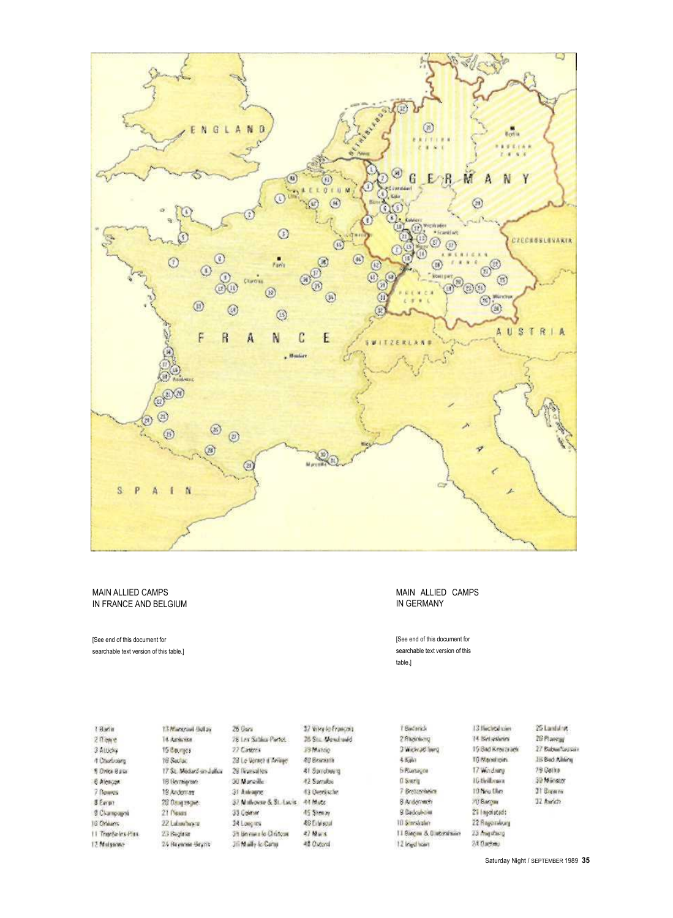MAIN ALLIED CAMPS
IN FRANCE AND BELGIUM

[See end of this document for searchable text version of this table.]

| | | | |
|---|---|---|---|
| 1 Barlin | 13 Montreuil-Bellay | 25 Gurs | 37 Vitry-le-François |
| 2 Dieppe | 14 Amboise | 26 Les Sables-Portet | 38 Ste. Menehould |
| 3 Attichy | 15 Bourges | 27 Cazères | 39 Matzig |
| 4 Cherbourg | 16 Saulac | 28 Le Vernet d'Ariège | 40 Bramath |
| 5 Orne Base | 17 St. Médard-en-Jalles | 29 Rivesaltes | 41 Strasbourg |
| 6 Alençon | 18 Bergerac | 30 Marseille | 42 Sarralbe |
| 7 Rennes | 19 Andernos | 31 Aubagne | 43 Overijssche |
| 8 Erquy | 20 Daugnague | 32 Mulhouse & St. Louis | 44 Metz |
| 9 Champagné | 21 Pissos | 33 Colmar | 45 Stenay |
| 10 Orléans | 22 Labouheyre | 34 Langres | 46 Erbisoeul |
| 11 Trappes-les-Pins | 23 Bagnères | 35 Brienne-le-Château | 47 Mons |
| 12 Mulsanne | 24 Bayonne-Beyris | 36 Mailly-le-Camp | 48 Oxford |

MAIN ALLIED CAMPS
IN GERMANY

[See end of this document for searchable text version of this table.]

| | | |
|---|---|---|
| 1 Büderich | 13 Hechtsheim | 25 Landshut |
| 2 Rheinberg | 14 Biebelsheim | 26 Plattling |
| 3 Wickrathberg | 15 Bad Kreuznach | 27 Babenhausen |
| 4 Köln | 16 Mannheim | 28 Bad Aibling |
| 5 Remagen | 17 Würzburg | 29 Gotha |
| 6 Sinzig | 18 Heilbronn | 30 Münster |
| 7 Bretzenheim | 19 Neu Ulm | 31 Bremen |
| 8 Andernach | 20 Bargau | 32 Aurich |
| 9 Dietersheim | 21 Ingolstadt | |
| 10 Siershahn | 22 Regensburg | |
| 11 Bingen & Büdesheim | 23 Augsburg | |
| 12 Ingelheim | 24 Dachau | |

Saturday Night / SEPTEMBER 1989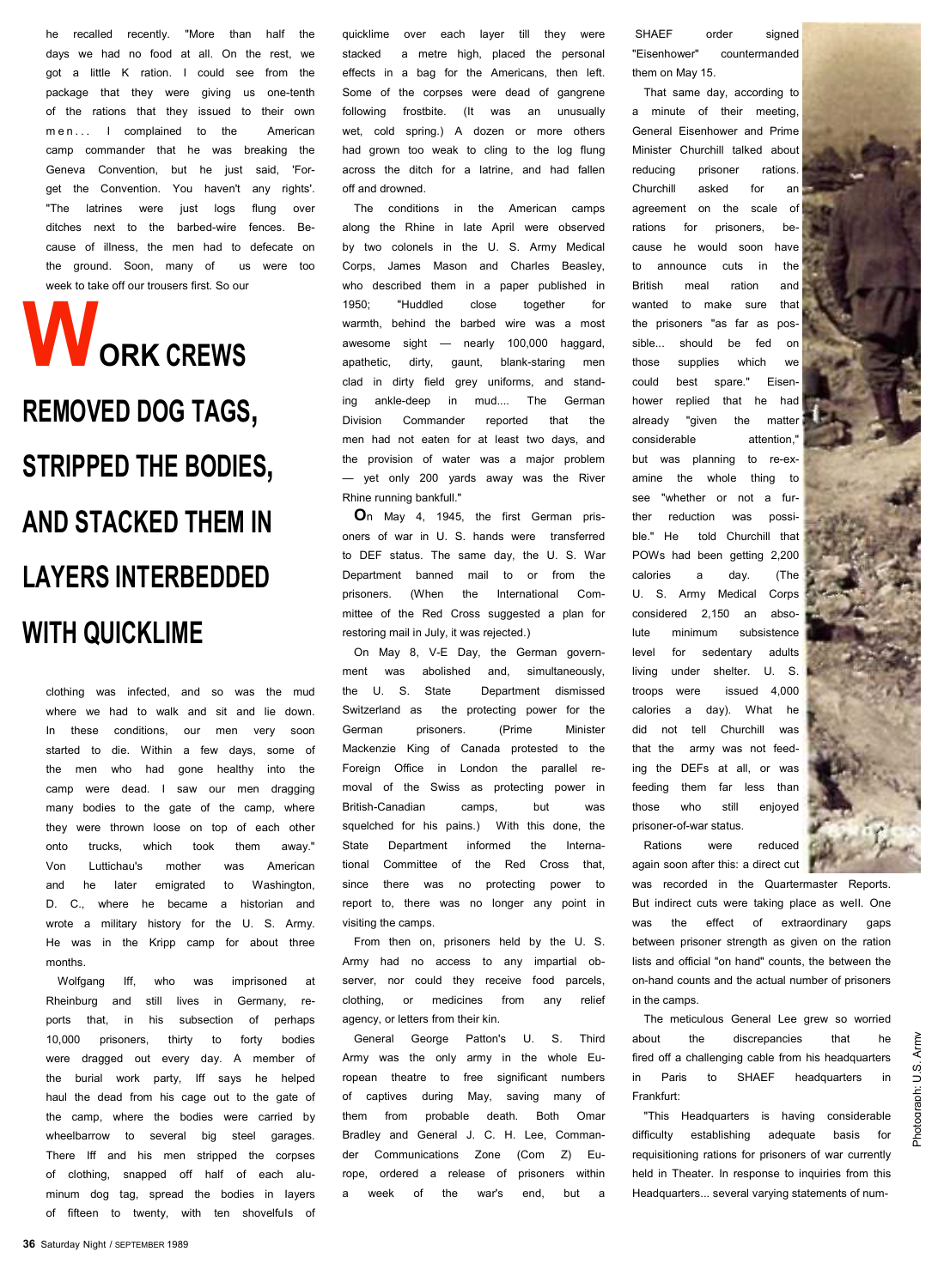he recalled recently. "More than half the days we had no food at all. On the rest, we got a little K ration. I could see from the package that they were giving us one-tenth of the rations that they issued to their own men... I complained to the American camp commander that he was breaking the Geneva Convention, but he just said, 'Forget the Convention. You haven't any rights'. "The latrines were just logs flung over ditches next to the barbed-wire fences. Because of illness, the men had to defecate on the ground. Soon, many of us were too week to take off our trousers first. So our

## WORK CREWS REMOVED DOG TAGS, STRIPPED THE BODIES, AND STACKED THEM IN LAYERS INTERBEDDED WITH QUICKLIME

clothing was infected, and so was the mud where we had to walk and sit and lie down. In these conditions, our men very soon started to die. Within a few days, some of the men who had gone healthy into the camp were dead. I saw our men dragging many bodies to the gate of the camp, where they were thrown loose on top of each other onto trucks, which took them away." Von Luttichau's mother was American and he later emigrated to Washington, D. C., where he became a historian and wrote a military history for the U. S. Army. He was in the Kripp camp for about three months.

Wolfgang Iff, who was imprisoned at Rheinburg and still lives in Germany, reports that, in his subsection of perhaps 10,000 prisoners, thirty to forty bodies were dragged out every day. A member of the burial work party, Iff says he helped haul the dead from his cage out to the gate of the camp, where the bodies were carried by wheelbarrow to several big steel garages. There Iff and his men stripped the corpses of clothing, snapped off half of each aluminum dog tag, spread the bodies in layers of fifteen to twenty, with ten shovelfuls of quicklime over each layer till they were stacked a metre high, placed the personal effects in a bag for the Americans, then left. Some of the corpses were dead of gangrene following frostbite. (It was an unusually wet, cold spring.) A dozen or more others had grown too weak to cling to the log flung across the ditch for a latrine, and had fallen off and drowned.

The conditions in the American camps along the Rhine in late April were observed by two colonels in the U. S. Army Medical Corps, James Mason and Charles Beasley, who described them in a paper published in 1950; "Huddled close together for warmth, behind the barbed wire was a most awesome sight — nearly 100,000 haggard, apathetic, dirty, gaunt, blank-staring men clad in dirty field grey uniforms, and standing ankle-deep in mud.... The German Division Commander reported that the men had not eaten for at least two days, and the provision of water was a major problem — yet only 200 yards away was the River Rhine running bankfull."

**O**n May 4, 1945, the first German prisoners of war in U. S. hands were transferred to DEF status. The same day, the U. S. War Department banned mail to or from the prisoners. (When the International Committee of the Red Cross suggested a plan for restoring mail in July, it was rejected.)

On May 8, V-E Day, the German government was abolished and, simultaneously, the U. S. State Department dismissed Switzerland as the protecting power for the German prisoners. (Prime Minister Mackenzie King of Canada protested to the Foreign Office in London the parallel removal of the Swiss as protecting power in British-Canadian camps, but was squelched for his pains.) With this done, the State Department informed the International Committee of the Red Cross that, since there was no protecting power to report to, there was no longer any point in visiting the camps.

From then on, prisoners held by the U. S. Army had no access to any impartial observer, nor could they receive food parcels, clothing, or medicines from any relief agency, or letters from their kin.

General George Patton's U. S. Third Army was the only army in the whole European theatre to free significant numbers of captives during May, saving many of them from probable death. Both Omar Bradley and General J. C. H. Lee, Commander Communications Zone (Com Z) Europe, ordered a release of prisoners within a week of the war's end, but a SHAEF order signed "Eisenhower" countermanded them on May 15.

That same day, according to a minute of their meeting, General Eisenhower and Prime Minister Churchill talked about reducing prisoner rations. Churchill asked for an agreement on the scale of rations for prisoners, because he would soon have to announce cuts in the British meal ration and wanted to make sure that the prisoners "as far as possible... should be fed on those supplies which we could best spare." Eisenhower replied that he had already "given the matter considerable attention," but was planning to re-examine the whole thing to see "whether or not a further reduction was possible." He told Churchill that POWs had been getting 2,200 calories a day. (The U. S. Army Medical Corps considered 2,150 an absolute minimum subsistence level for sedentary adults living under shelter. U. S. troops were issued 4,000 calories a day). What he did not tell Churchill was that the army was not feeding the DEFs at all, or was feeding them far less than those who still enjoyed prisoner-of-war status.

Rations were reduced again soon after this: a direct cut was recorded in the Quartermaster Reports. But indirect cuts were taking place as well. One was the effect of extraordinary gaps between prisoner strength as given on the ration lists and official "on hand" counts, the between the on-hand counts and the actual number of prisoners in the camps.

The meticulous General Lee grew so worried about the discrepancies that he fired off a challenging cable from his headquarters in Paris to SHAEF headquarters in Frankfurt:

"This Headquarters is having considerable difficulty establishing adequate basis for requisitioning rations for prisoners of war currently held in Theater. In response to inquiries from this Headquarters... several varying statements of num-

Photograph: U.S. Army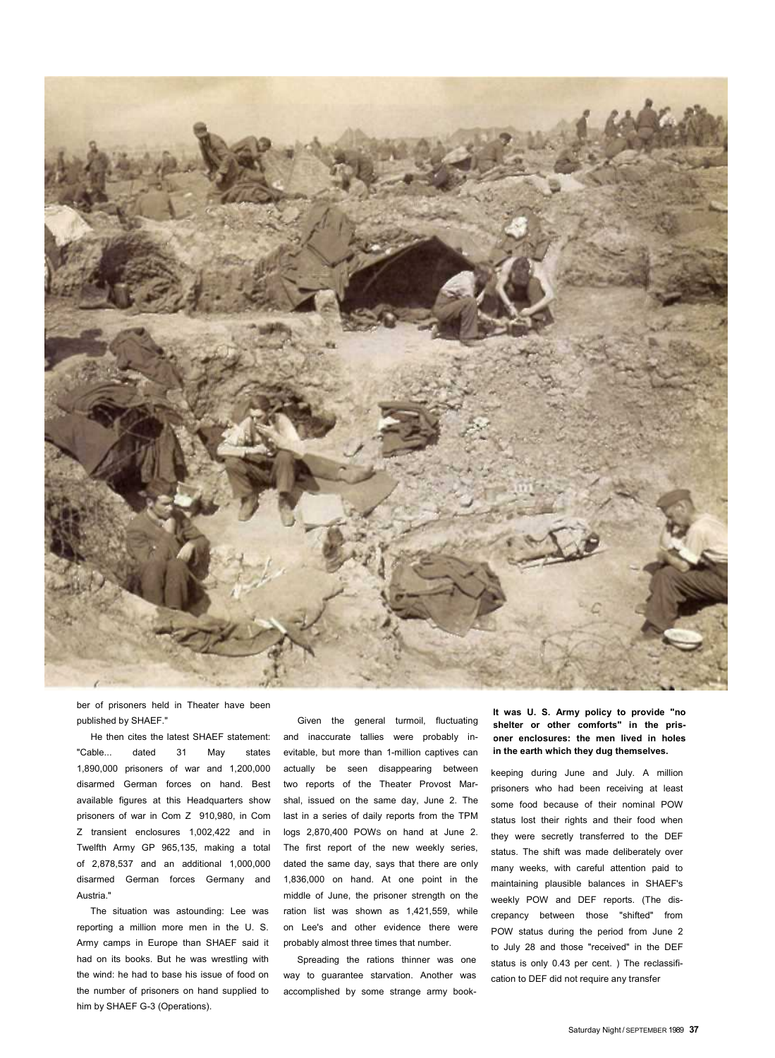ber of prisoners held in Theater have been published by SHAEF."

He then cites the latest SHAEF statement: "Cable... dated 31 May states 1,890,000 prisoners of war and 1,200,000 disarmed German forces on hand. Best available figures at this Headquarters show prisoners of war in Com Z 910,980, in Com Z transient enclosures 1,002,422 and in Twelfth Army GP 965,135, making a total of 2,878,537 and an additional 1,000,000 disarmed German forces Germany and Austria."

The situation was astounding: Lee was reporting a million more men in the U. S. Army camps in Europe than SHAEF said it had on its books. But he was wrestling with the wind: he had to base his issue of food on the number of prisoners on hand supplied to him by SHAEF G-3 (Operations).

Given the general turmoil, fluctuating and inaccurate tallies were probably inevitable, but more than 1-million captives can actually be seen disappearing between two reports of the Theater Provost Marshal, issued on the same day, June 2. The last in a series of daily reports from the TPM logs 2,870,400 POWs on hand at June 2. The first report of the new weekly series, dated the same day, says that there are only 1,836,000 on hand. At one point in the middle of June, the prisoner strength on the ration list was shown as 1,421,559, while on Lee's and other evidence there were probably almost three times that number.

Spreading the rations thinner was one way to guarantee starvation. Another was accomplished by some strange army bookkeeping during June and July. A million prisoners who had been receiving at least some food because of their nominal POW status lost their rights and their food when they were secretly transferred to the DEF status. The shift was made deliberately over many weeks, with careful attention paid to maintaining plausible balances in SHAEF's weekly POW and DEF reports. (The discrepancy between those "shifted" from POW status during the period from June 2 to July 28 and those "received" in the DEF status is only 0.43 per cent. ) The reclassification to DEF did not require any transfer

**It was U. S. Army policy to provide "no shelter or other comforts" in the prisoner enclosures: the men lived in holes in the earth which they dug themselves.**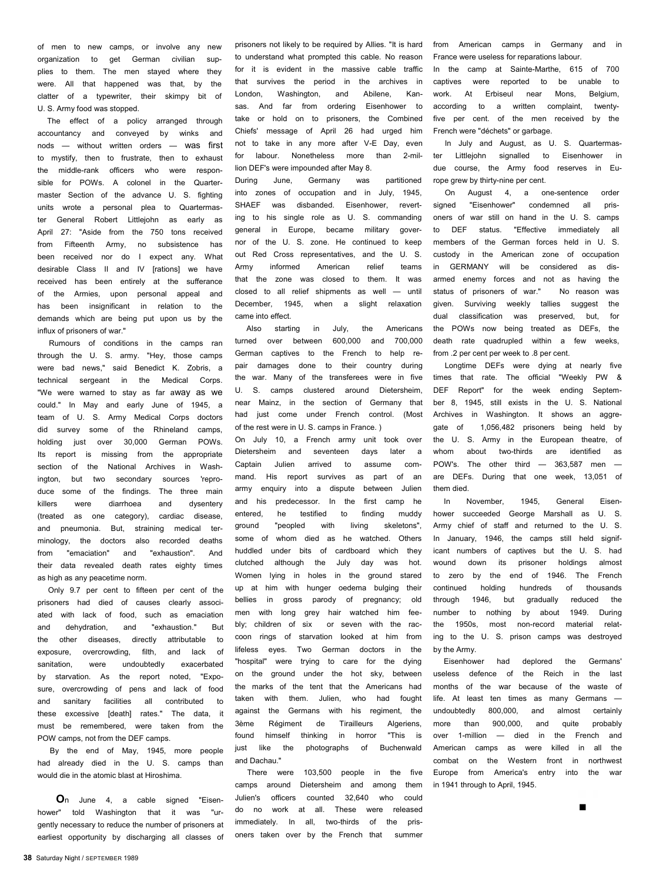of men to new camps, or involve any new organization to get German civilian supplies to them. The men stayed where they were. All that happened was that, by the clatter of a typewriter, their skimpy bit of U. S. Army food was stopped.

The effect of a policy arranged through accountancy and conveyed by winks and nods — without written orders — was first to mystify, then to frustrate, then to exhaust the middle-rank officers who were responsible for POWs. A colonel in the Quartermaster Section of the advance U. S. fighting units wrote a personal plea to Quartermaster General Robert Littlejohn as early as April 27: "Aside from the 750 tons received from Fifteenth Army, no subsistence has been received nor do I expect any. What desirable Class II and IV [rations] we have received has been entirely at the sufferance of the Armies, upon personal appeal and has been insignificant in relation to the demands which are being put upon us by the influx of prisoners of war."

Rumours of conditions in the camps ran through the U. S. army. "Hey, those camps were bad news," said Benedict K. Zobris, a technical sergeant in the Medical Corps. "We were warned to stay as far away as we could." In May and early June of 1945, a team of U. S. Army Medical Corps doctors did survey some of the Rhineland camps, holding just over 30,000 German POWs. Its report is missing from the appropriate section of the National Archives in Washington, but two secondary sources 'reproduce some of the findings. The three main killers were diarrhoea and dysentery (treated as one category), cardiac disease, and pneumonia. But, straining medical terminology, the doctors also recorded deaths from "emaciation" and "exhaustion". And their data revealed death rates eighty times as high as any peacetime norm.

Only 9.7 per cent to fifteen per cent of the prisoners had died of causes clearly associated with lack of food, such as emaciation and dehydration, and "exhaustion." But the other diseases, directly attributable to exposure, overcrowding, filth, and lack of sanitation, were undoubtedly exacerbated by starvation. As the report noted, "Exposure, overcrowding of pens and lack of food and sanitary facilities all contributed to these excessive [death] rates." The data, it must be remembered, were taken from the POW camps, not from the DEF camps.

By the end of May, 1945, more people had already died in the U. S. camps than would die in the atomic blast at Hiroshima.

On June 4, a cable signed "Eisenhower" told Washington that it was "urgently necessary to reduce the number of prisoners at earliest opportunity by discharging all classes of prisoners not likely to be required by Allies. "It is hard to understand what prompted this cable. No reason for it is evident in the massive cable traffic that survives the period in the archives in London, Washington, and Abilene, Kansas. And far from ordering Eisenhower to take or hold on to prisoners, the Combined Chiefs' message of April 26 had urged him not to take in any more after V-E Day, even for labour. Nonetheless more than 2-million DEF's were impounded after May 8.

During June, Germany was partitioned into zones of occupation and in July, 1945, SHAEF was disbanded. Eisenhower, reverting to his single role as U. S. commanding general in Europe, became military governor of the U. S. zone. He continued to keep out Red Cross representatives, and the U. S. Army informed American relief teams that the zone was closed to them. It was closed to all relief shipments as well — until December, 1945, when a slight relaxation came into effect.

Also starting in July, the Americans turned over between 600,000 and 700,000 German captives to the French to help repair damages done to their country during the war. Many of the transferees were in five U. S. camps clustered around Dietersheim, near Mainz, in the section of Germany that had just come under French control. (Most of the rest were in U. S. camps in France. )

On July 10, a French army unit took over Dietersheim and seventeen days later a Captain Julien arrived to assume command. His report survives as part of an army enquiry into a dispute between Julien and his predecessor. In the first camp he entered, he testified to finding muddy ground "peopled with living skeletons", some of whom died as he watched. Others huddled under bits of cardboard which they clutched although the July day was hot. Women lying in holes in the ground stared up at him with hunger oedema bulging their bellies in gross parody of pregnancy; old men with long grey hair watched him feebly; children of six or seven with the raccoon rings of starvation looked at him from lifeless eyes. Two German doctors in the "hospital" were trying to care for the dying on the ground under the hot sky, between the marks of the tent that the Americans had taken with them. Julien, who had fought against the Germans with his regiment, the 3ème Régiment de Tirailleurs Algeriens, found himself thinking in horror "This is just like the photographs of Buchenwald and Dachau."

There were 103,500 people in the five camps around Dietersheim and among them Julien's officers counted 32,640 who could do no work at all. These were released immediately. In all, two-thirds of the prisoners taken over by the French that summer from American camps in Germany and in France were useless for reparations labour.

In the camp at Sainte-Marthe, 615 of 700 captives were reported to be unable to work. At Erbiseul near Mons, Belgium, according to a written complaint, twenty-five per cent. of the men received by the French were "déchets" or garbage.

In July and August, as U. S. Quartermaster Littlejohn signalled to Eisenhower in due course, the Army food reserves in Europe grew by thirty-nine per cent.

On August 4, a one-sentence order signed "Eisenhower" condemned all prisoners of war still on hand in the U. S. camps to DEF status. "Effective immediately all members of the German forces held in U. S. custody in the American zone of occupation in GERMANY will be considered as disarmed enemy forces and not as having the status of prisoners of war." No reason was given. Surviving weekly tallies suggest the dual classification was preserved, but, for the POWs now being treated as DEFs, the death rate quadrupled within a few weeks, from .2 per cent per week to .8 per cent.

Longtime DEFs were dying at nearly five times that rate. The official "Weekly PW & DEF Report" for the week ending September 8, 1945, still exists in the U. S. National Archives in Washington. It shows an aggregate of 1,056,482 prisoners being held by the U. S. Army in the European theatre, of whom about two-thirds are identified as POW's. The other third — 363,587 men — are DEFs. During that one week, 13,051 of them died.

In November, 1945, General Eisenhower succeeded George Marshall as U. S. Army chief of staff and returned to the U. S. In January, 1946, the camps still held significant numbers of captives but the U. S. had wound down its prisoner holdings almost to zero by the end of 1946. The French continued holding hundreds of thousands through 1946, but gradually reduced the number to nothing by about 1949. During the 1950s, most non-record material relating to the U. S. prison camps was destroyed by the Army.

Eisenhower had deplored the Germans' useless defence of the Reich in the last months of the war because of the waste of life. At least ten times as many Germans — undoubtedly 800,000, and almost certainly more than 900,000, and quite probably over 1-million — died in the French and American camps as were killed in all the combat on the Western front in northwest Europe from America's entry into the war in 1941 through to April, 1945.

■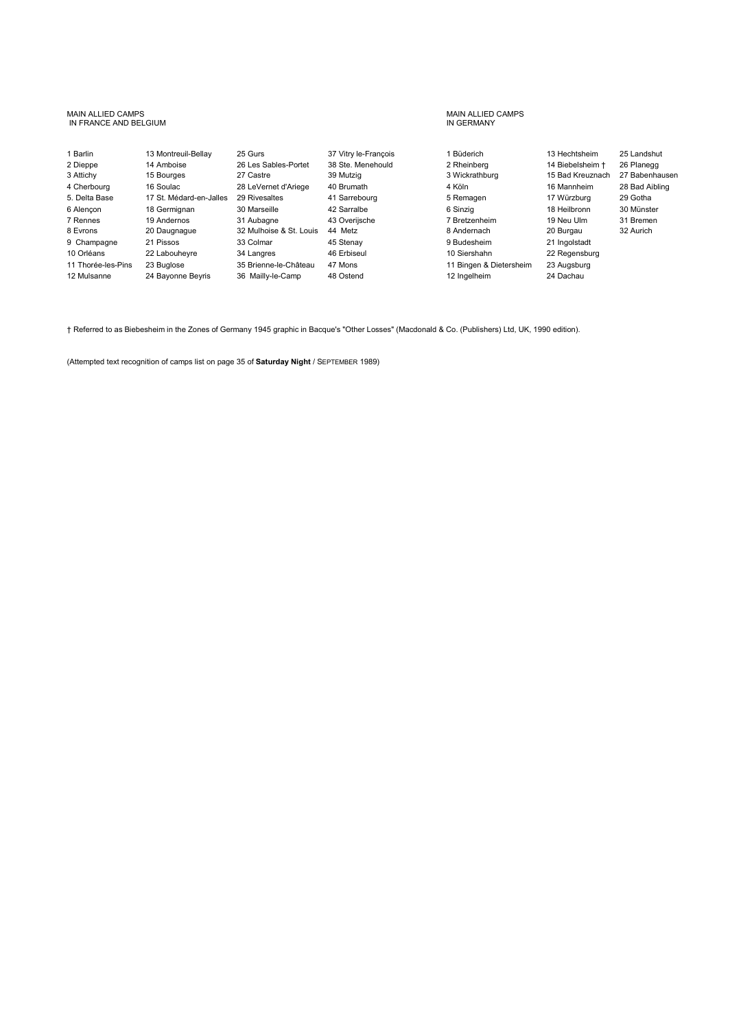MAIN ALLIED CAMPS
IN FRANCE AND BELGIUM

| | | | |
|---|---|---|---|
| 1 Barlin | 13 Montreuil-Bellay | 25 Gurs | 37 Vitry le-François |
| 2 Dieppe | 14 Amboise | 26 Les Sables-Portet | 38 Ste. Menehould |
| 3 Attichy | 15 Bourges | 27 Castre | 39 Mutzig |
| 4 Cherbourg | 16 Soulac | 28 LeVernet d'Ariege | 40 Brumath |
| 5. Delta Base | 17 St. Médard-en-Jalles | 29 Rivesaltes | 41 Sarrebourg |
| 6 Alençon | 18 Germignan | 30 Marseille | 42 Sarralbe |
| 7 Rennes | 19 Andernos | 31 Aubagne | 43 Overijsche |
| 8 Evrons | 20 Daugnague | 32 Mulhoise & St. Louis | 44 Metz |
| 9 Champagne | 21 Pissos | 33 Colmar | 45 Stenay |
| 10 Orléans | 22 Labouheyre | 34 Langres | 46 Erbiseul |
| 11 Thorée-les-Pins | 23 Buglose | 35 Brienne-le-Château | 47 Mons |
| 12 Mulsanne | 24 Bayonne Beyris | 36 Mailly-le-Camp | 48 Ostend |

MAIN ALLIED CAMPS
IN GERMANY

| | | |
|---|---|---|
| 1 Büderich | 13 Hechtsheim | 25 Landshut |
| 2 Rheinberg | 14 Biebelsheim † | 26 Planegg |
| 3 Wickrathburg | 15 Bad Kreuznach | 27 Babenhausen |
| 4 Köln | 16 Mannheim | 28 Bad Aibling |
| 5 Remagen | 17 Würzburg | 29 Gotha |
| 6 Sinzig | 18 Heilbronn | 30 Münster |
| 7 Bretzenheim | 19 Neu Ulm | 31 Bremen |
| 8 Andernach | 20 Burgau | 32 Aurich |
| 9 Budesheim | 21 Ingolstadt | |
| 10 Siershahn | 22 Regensburg | |
| 11 Bingen & Dietersheim | 23 Augsburg | |
| 12 Ingelheim | 24 Dachau | |

† Referred to as Biebesheim in the Zones of Germany 1945 graphic in Bacque's "Other Losses" (Macdonald & Co. (Publishers) Ltd, UK, 1990 edition).

(Attempted text recognition of camps list on page 35 of **Saturday Night** / SEPTEMBER 1989)